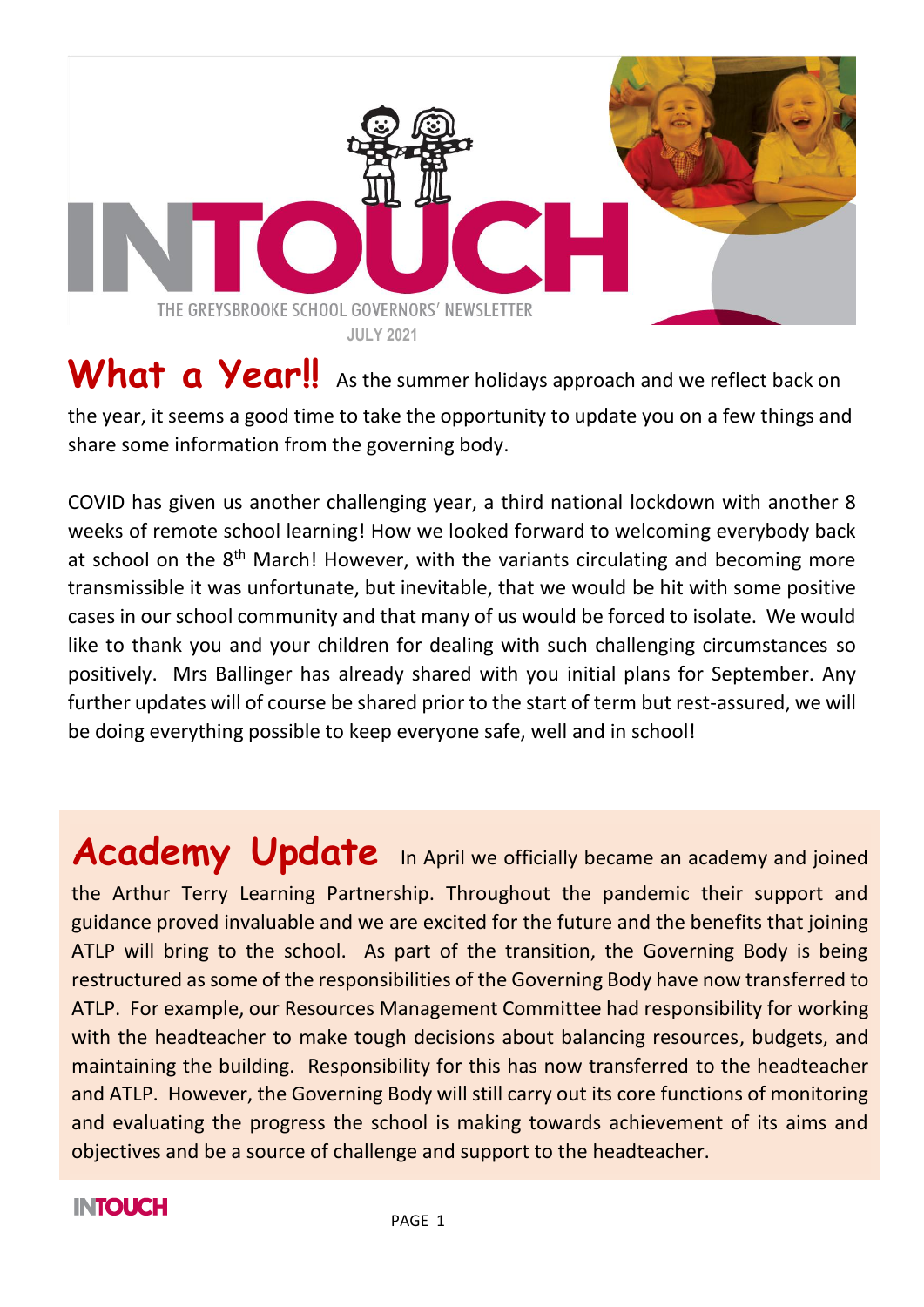# INTOUCH

THE GREYSBROOKE SCHOOL GOVERNORS' NEWSLETTER

JULY 2021

## What a Year!!

As the summer holidays approach and we reflect back on the year, it seems a good time to take the opportunity to update you on a few things and share some information from the governing body.

COVID has given us another challenging year, a third national lockdown with another 8 weeks of remote school learning! How we looked forward to welcoming everybody back at school on the 8th March! However, with the variants circulating and becoming more transmissible it was unfortunate, but inevitable, that we would be hit with some positive cases in our school community and that many of us would be forced to isolate. We would like to thank you and your children for dealing with such challenging circumstances so positively. Mrs Ballinger has already shared with you initial plans for September. Any further updates will of course be shared prior to the start of term but rest-assured, we will be doing everything possible to keep everyone safe, well and in school!

## Academy Update

In April we officially became an academy and joined the Arthur Terry Learning Partnership. Throughout the pandemic their support and guidance proved invaluable and we are excited for the future and the benefits that joining ATLP will bring to the school. As part of the transition, the Governing Body is being restructured as some of the responsibilities of the Governing Body have now transferred to ATLP. For example, our Resources Management Committee had responsibility for working with the headteacher to make tough decisions about balancing resources, budgets, and maintaining the building. Responsibility for this has now transferred to the headteacher and ATLP. However, the Governing Body will still carry out its core functions of monitoring and evaluating the progress the school is making towards achievement of its aims and objectives and be a source of challenge and support to the headteacher.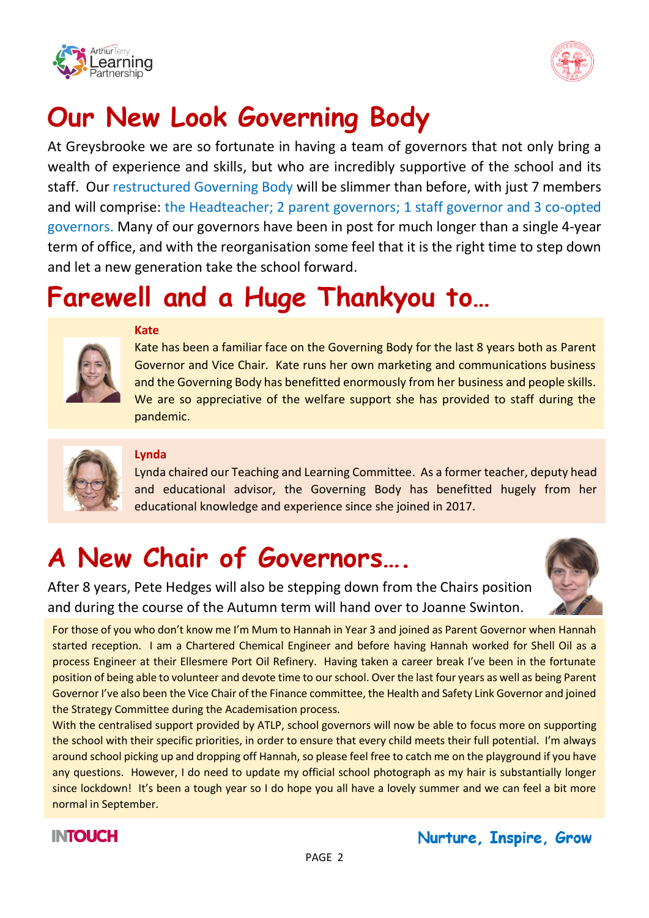# Our New Look Governing Body

At Greysbrooke we are so fortunate in having a team of governors that not only bring a wealth of experience and skills, but who are incredibly supportive of the school and its staff. Our restructured Governing Body will be slimmer than before, with just 7 members and will comprise: the Headteacher; 2 parent governors; 1 staff governor and 3 co-opted governors. Many of our governors have been in post for much longer than a single 4-year term of office, and with the reorganisation some feel that it is the right time to step down and let a new generation take the school forward.

# Farewell and a Huge Thankyou to…

**Kate**

Kate has been a familiar face on the Governing Body for the last 8 years both as Parent Governor and Vice Chair. Kate runs her own marketing and communications business and the Governing Body has benefitted enormously from her business and people skills. We are so appreciative of the welfare support she has provided to staff during the pandemic.

**Lynda**

Lynda chaired our Teaching and Learning Committee. As a former teacher, deputy head and educational advisor, the Governing Body has benefitted hugely from her educational knowledge and experience since she joined in 2017.

# A New Chair of Governors….

After 8 years, Pete Hedges will also be stepping down from the Chairs position and during the course of the Autumn term will hand over to Joanne Swinton.

For those of you who don't know me I'm Mum to Hannah in Year 3 and joined as Parent Governor when Hannah started reception. I am a Chartered Chemical Engineer and before having Hannah worked for Shell Oil as a process Engineer at their Ellesmere Port Oil Refinery. Having taken a career break I've been in the fortunate position of being able to volunteer and devote time to our school. Over the last four years as well as being Parent Governor I've also been the Vice Chair of the Finance committee, the Health and Safety Link Governor and joined the Strategy Committee during the Academisation process.

With the centralised support provided by ATLP, school governors will now be able to focus more on supporting the school with their specific priorities, in order to ensure that every child meets their full potential. I'm always around school picking up and dropping off Hannah, so please feel free to catch me on the playground if you have any questions. However, I do need to update my official school photograph as my hair is substantially longer since lockdown! It's been a tough year so I do hope you all have a lovely summer and we can feel a bit more normal in September.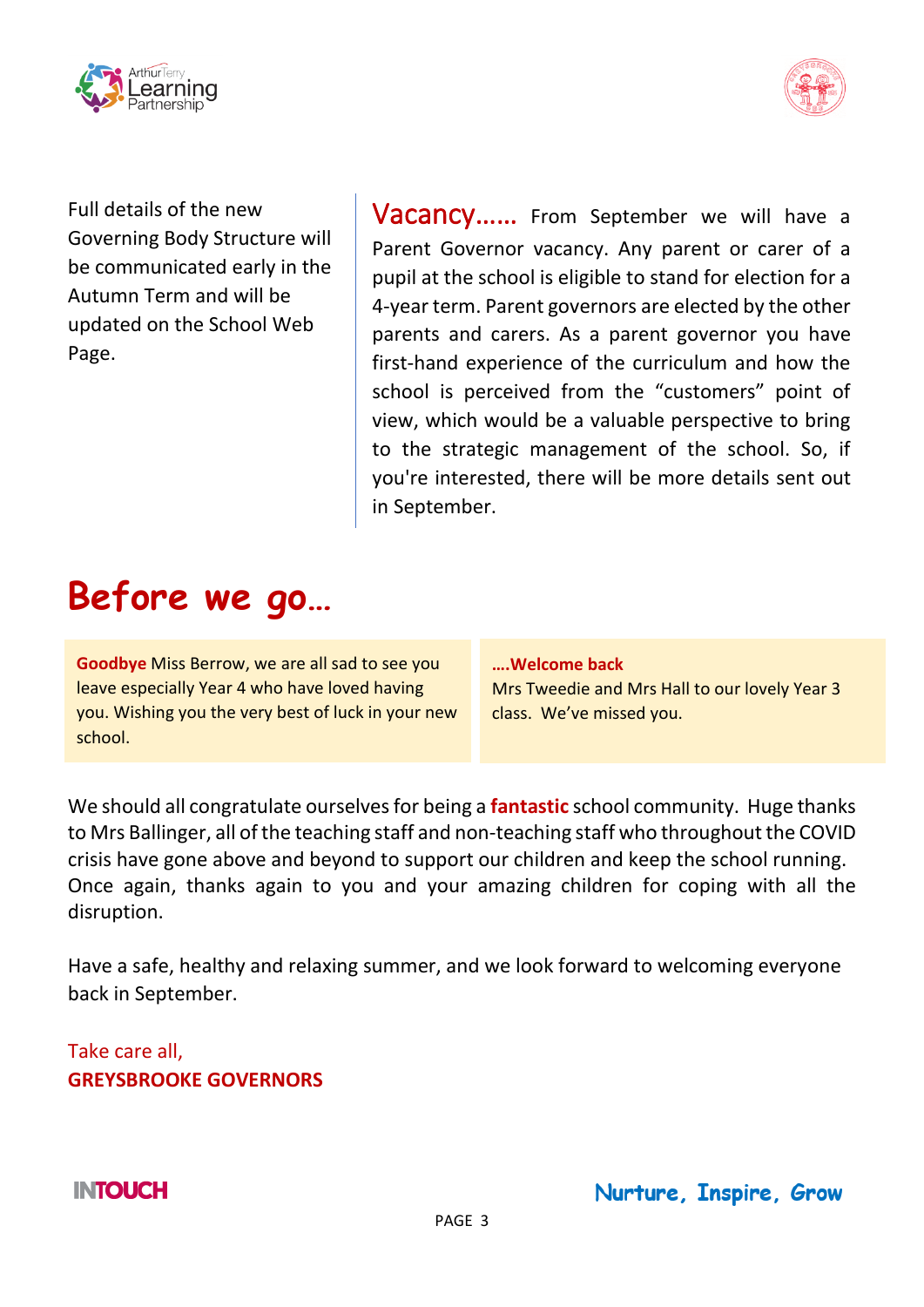Full details of the new Governing Body Structure will be communicated early in the Autumn Term and will be updated on the School Web Page.

**Vacancy……** From September we will have a Parent Governor vacancy. Any parent or carer of a pupil at the school is eligible to stand for election for a 4-year term. Parent governors are elected by the other parents and carers. As a parent governor you have first-hand experience of the curriculum and how the school is perceived from the "customers" point of view, which would be a valuable perspective to bring to the strategic management of the school. So, if you're interested, there will be more details sent out in September.

# Before we go…

**Goodbye** Miss Berrow, we are all sad to see you leave especially Year 4 who have loved having you. Wishing you the very best of luck in your new school.

**….Welcome back**
Mrs Tweedie and Mrs Hall to our lovely Year 3 class. We've missed you.

We should all congratulate ourselves for being a **fantastic** school community. Huge thanks to Mrs Ballinger, all of the teaching staff and non-teaching staff who throughout the COVID crisis have gone above and beyond to support our children and keep the school running. Once again, thanks again to you and your amazing children for coping with all the disruption.

Have a safe, healthy and relaxing summer, and we look forward to welcoming everyone back in September.

Take care all,
**GREYSBROOKE GOVERNORS**